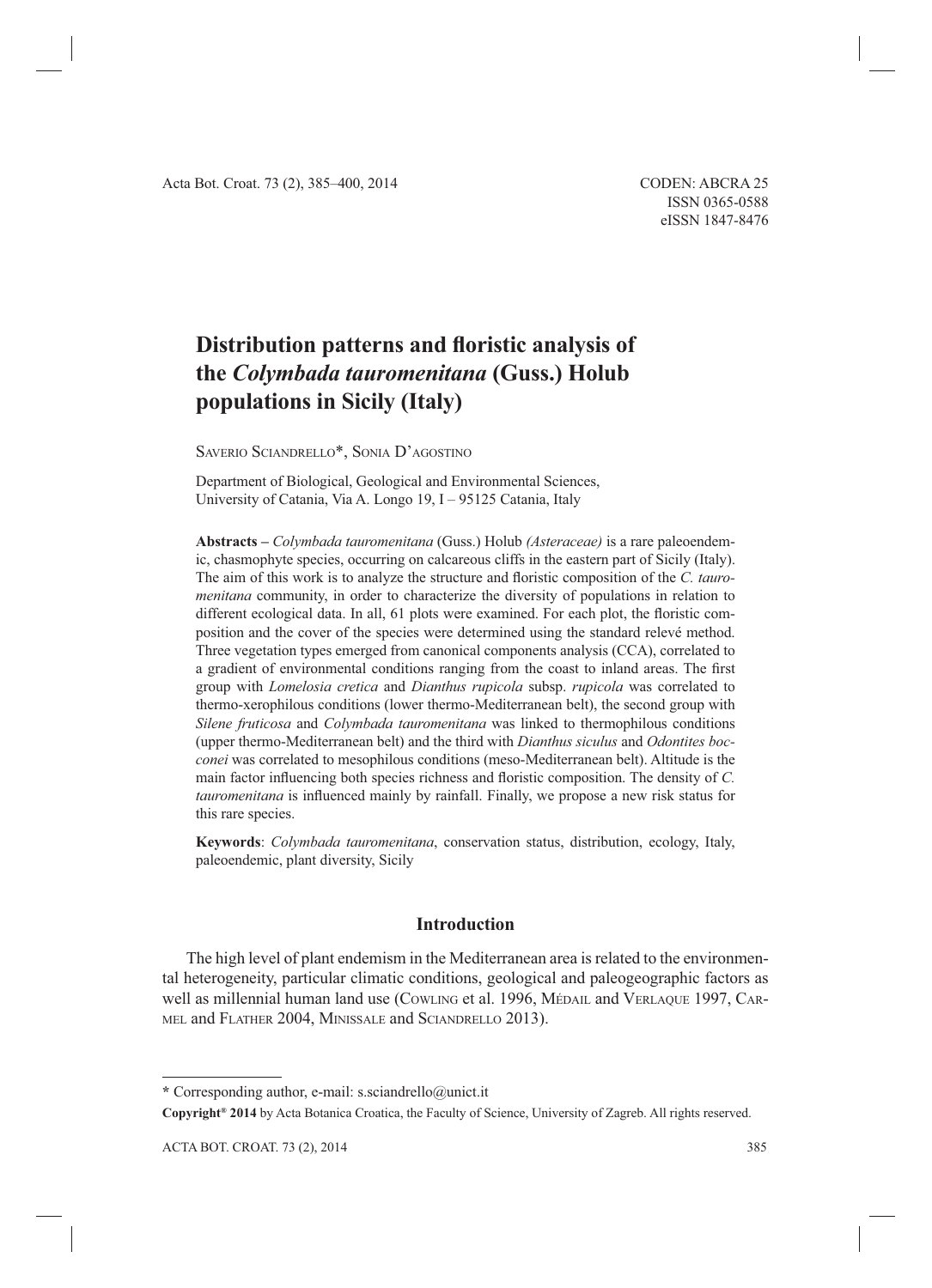# Distribution patterns and floristic analysis of the *Colymbada tauromenitana* (Guss.) Holub populations in Sicily (Italy)

Saverio Sciandrello*, Sonia D'agostino

Department of Biological, Geological and Environmental Sciences, University of Catania, Via A. Longo 19, I – 95125 Catania, Italy

**Abstracts –** *Colymbada tauromenitana* (Guss.) Holub *(Asteraceae)* is a rare paleoendemic, chasmophyte species, occurring on calcareous cliffs in the eastern part of Sicily (Italy). The aim of this work is to analyze the structure and floristic composition of the *C. tauromenitana* community, in order to characterize the diversity of populations in relation to different ecological data. In all, 61 plots were examined. For each plot, the floristic composition and the cover of the species were determined using the standard relevé method. Three vegetation types emerged from canonical components analysis (CCA), correlated to a gradient of environmental conditions ranging from the coast to inland areas. The first group with *Lomelosia cretica* and *Dianthus rupicola* subsp. *rupicola* was correlated to thermo-xerophilous conditions (lower thermo-Mediterranean belt), the second group with *Silene fruticosa* and *Colymbada tauromenitana* was linked to thermophilous conditions (upper thermo-Mediterranean belt) and the third with *Dianthus siculus* and *Odontites bocconei* was correlated to mesophilous conditions (meso-Mediterranean belt). Altitude is the main factor influencing both species richness and floristic composition. The density of *C. tauromenitana* is influenced mainly by rainfall. Finally, we propose a new risk status for this rare species.

**Keywords**: *Colymbada tauromenitana*, conservation status, distribution, ecology, Italy, paleoendemic, plant diversity, Sicily

## Introduction

The high level of plant endemism in the Mediterranean area is related to the environmental heterogeneity, particular climatic conditions, geological and paleogeographic factors as well as millennial human land use (Cowling et al. 1996, Médail and Verlaque 1997, Carmel and Flather 2004, Minissale and Sciandrello 2013).

\* Corresponding author, e-mail: s.sciandrello@unict.it

**Copyright® 2014** by Acta Botanica Croatica, the Faculty of Science, University of Zagreb. All rights reserved.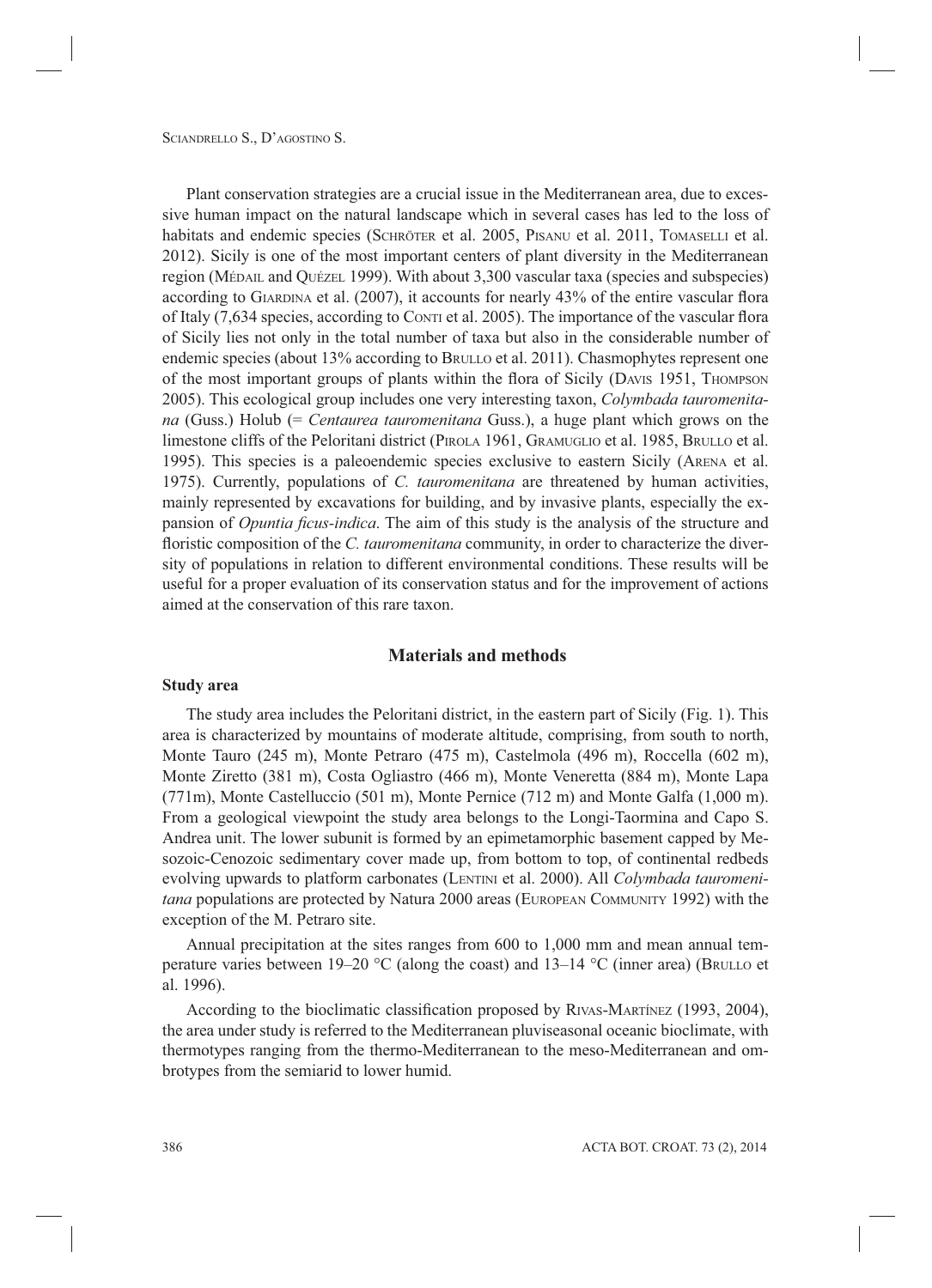Plant conservation strategies are a crucial issue in the Mediterranean area, due to excessive human impact on the natural landscape which in several cases has led to the loss of habitats and endemic species (Schröter et al. 2005, Pisanu et al. 2011, Tomaselli et al. 2012). Sicily is one of the most important centers of plant diversity in the Mediterranean region (Médail and Quézel 1999). With about 3,300 vascular taxa (species and subspecies) according to Giardina et al. (2007), it accounts for nearly 43% of the entire vascular flora of Italy (7,634 species, according to Conti et al. 2005). The importance of the vascular flora of Sicily lies not only in the total number of taxa but also in the considerable number of endemic species (about 13% according to Brullo et al. 2011). Chasmophytes represent one of the most important groups of plants within the flora of Sicily (Davis 1951, Thompson 2005). This ecological group includes one very interesting taxon, *Colymbada tauromenitana* (Guss.) Holub (= *Centaurea tauromenitana* Guss.), a huge plant which grows on the limestone cliffs of the Peloritani district (Pirola 1961, Gramuglio et al. 1985, Brullo et al. 1995). This species is a paleoendemic species exclusive to eastern Sicily (Arena et al. 1975). Currently, populations of *C. tauromenitana* are threatened by human activities, mainly represented by excavations for building, and by invasive plants, especially the expansion of *Opuntia ficus-indica*. The aim of this study is the analysis of the structure and floristic composition of the *C. tauromenitana* community, in order to characterize the diversity of populations in relation to different environmental conditions. These results will be useful for a proper evaluation of its conservation status and for the improvement of actions aimed at the conservation of this rare taxon.

## Materials and methods

### Study area

The study area includes the Peloritani district, in the eastern part of Sicily (Fig. 1). This area is characterized by mountains of moderate altitude, comprising, from south to north, Monte Tauro (245 m), Monte Petraro (475 m), Castelmola (496 m), Roccella (602 m), Monte Ziretto (381 m), Costa Ogliastro (466 m), Monte Veneretta (884 m), Monte Lapa (771m), Monte Castelluccio (501 m), Monte Pernice (712 m) and Monte Galfa (1,000 m). From a geological viewpoint the study area belongs to the Longi-Taormina and Capo S. Andrea unit. The lower subunit is formed by an epimetamorphic basement capped by Mesozoic-Cenozoic sedimentary cover made up, from bottom to top, of continental redbeds evolving upwards to platform carbonates (Lentini et al. 2000). All *Colymbada tauromenitana* populations are protected by Natura 2000 areas (European Community 1992) with the exception of the M. Petraro site.

Annual precipitation at the sites ranges from 600 to 1,000 mm and mean annual temperature varies between 19–20 °C (along the coast) and 13–14 °C (inner area) (Brullo et al. 1996).

According to the bioclimatic classification proposed by Rivas-Martínez (1993, 2004), the area under study is referred to the Mediterranean pluviseasonal oceanic bioclimate, with thermotypes ranging from the thermo-Mediterranean to the meso-Mediterranean and ombrotypes from the semiarid to lower humid.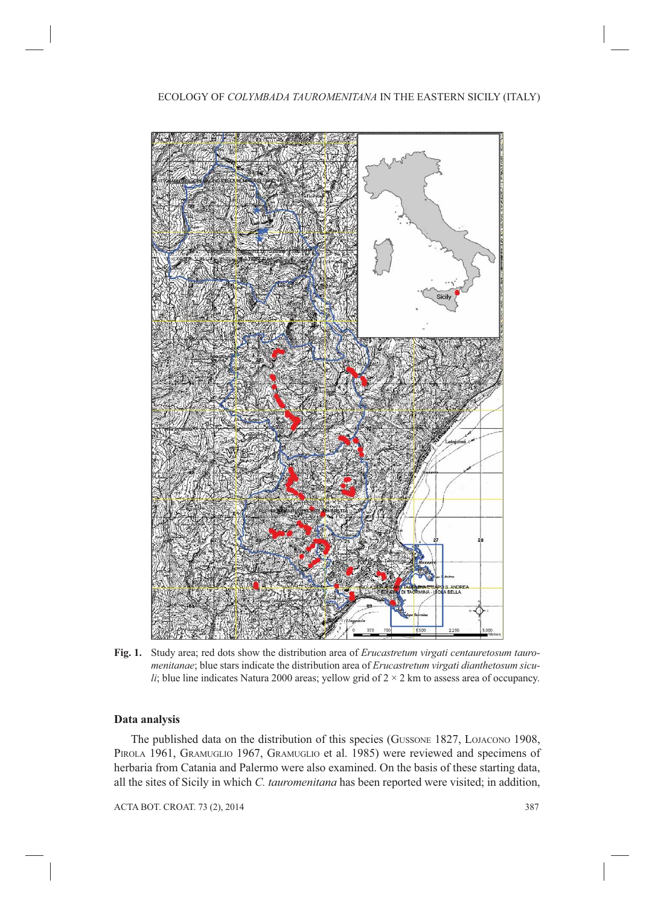**Fig. 1.** Study area; red dots show the distribution area of *Erucastretum virgati centauretosum tauromenitanae*; blue stars indicate the distribution area of *Erucastretum virgati dianthetosum siculi*; blue line indicates Natura 2000 areas; yellow grid of 2 × 2 km to assess area of occupancy.

## Data analysis

The published data on the distribution of this species (Gussone 1827, Lojacono 1908, Pirola 1961, Gramuglio 1967, Gramuglio et al. 1985) were reviewed and specimens of herbaria from Catania and Palermo were also examined. On the basis of these starting data, all the sites of Sicily in which *C. tauromenitana* has been reported were visited; in addition,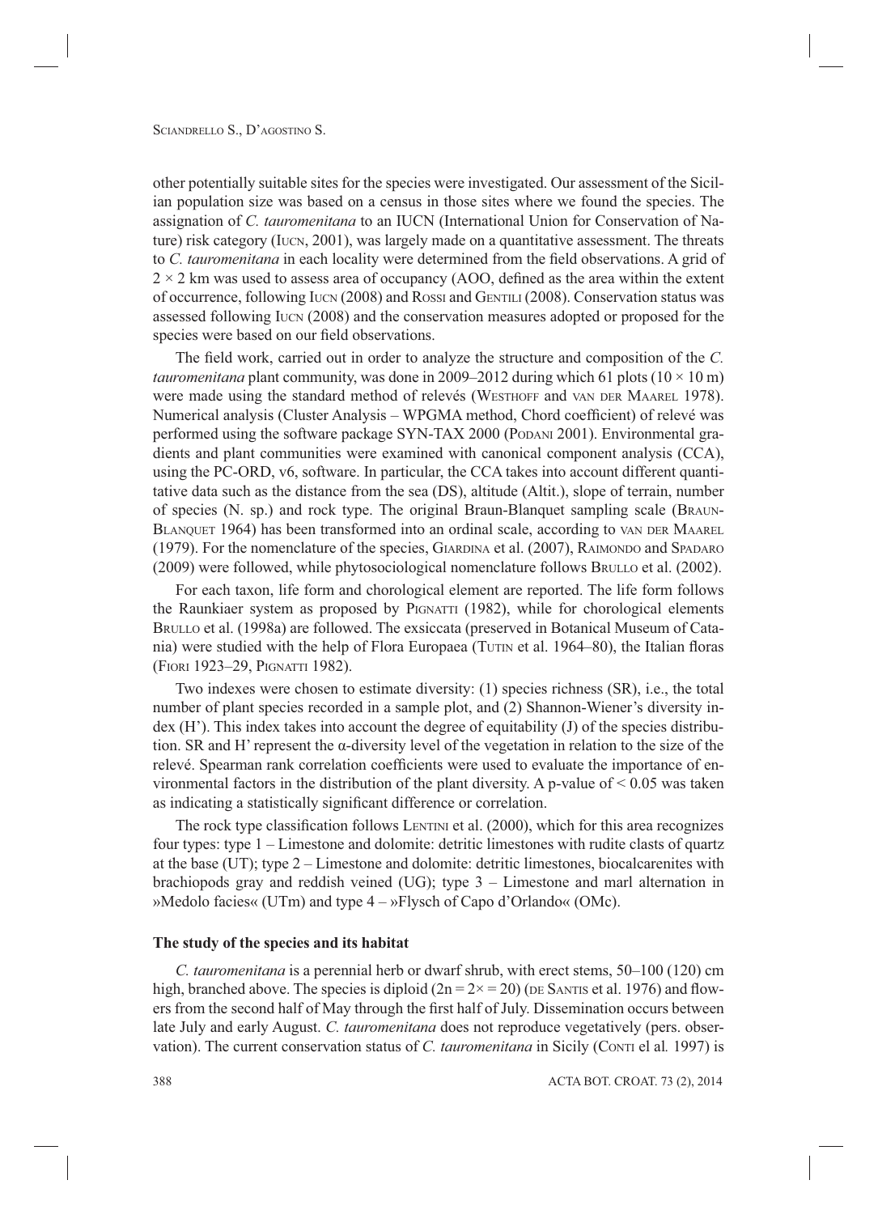other potentially suitable sites for the species were investigated. Our assessment of the Sicilian population size was based on a census in those sites where we found the species. The assignation of *C. tauromenitana* to an IUCN (International Union for Conservation of Nature) risk category (IUCN, 2001), was largely made on a quantitative assessment. The threats to *C. tauromenitana* in each locality were determined from the field observations. A grid of $2 \times 2$ km was used to assess area of occupancy (AOO, defined as the area within the extent of occurrence, following IUCN (2008) and ROSSI and GENTILI (2008). Conservation status was assessed following IUCN (2008) and the conservation measures adopted or proposed for the species were based on our field observations.

The field work, carried out in order to analyze the structure and composition of the *C. tauromenitana* plant community, was done in 2009–2012 during which 61 plots ($10 \times 10$ m) were made using the standard method of relevés (WESTHOFF and VAN DER MAAREL 1978). Numerical analysis (Cluster Analysis – WPGMA method, Chord coefficient) of relevé was performed using the software package SYN-TAX 2000 (PODANI 2001). Environmental gradients and plant communities were examined with canonical component analysis (CCA), using the PC-ORD, v6, software. In particular, the CCA takes into account different quantitative data such as the distance from the sea (DS), altitude (Altit.), slope of terrain, number of species (N. sp.) and rock type. The original Braun-Blanquet sampling scale (BRAUN-BLANQUET 1964) has been transformed into an ordinal scale, according to VAN DER MAAREL (1979). For the nomenclature of the species, GIARDINA et al. (2007), RAIMONDO and SPADARO (2009) were followed, while phytosociological nomenclature follows BRULLO et al. (2002).

For each taxon, life form and chorological element are reported. The life form follows the Raunkiaer system as proposed by PIGNATTI (1982), while for chorological elements BRULLO et al. (1998a) are followed. The exsiccata (preserved in Botanical Museum of Catania) were studied with the help of Flora Europaea (TUTIN et al. 1964–80), the Italian floras (FIORI 1923–29, PIGNATTI 1982).

Two indexes were chosen to estimate diversity: (1) species richness (SR), i.e., the total number of plant species recorded in a sample plot, and (2) Shannon-Wiener's diversity index (H'). This index takes into account the degree of equitability (J) of the species distribution. SR and H' represent the α-diversity level of the vegetation in relation to the size of the relevé. Spearman rank correlation coefficients were used to evaluate the importance of environmental factors in the distribution of the plant diversity. A p-value of $< 0.05$ was taken as indicating a statistically significant difference or correlation.

The rock type classification follows LENTINI et al. (2000), which for this area recognizes four types: type 1 – Limestone and dolomite: detritic limestones with rudite clasts of quartz at the base (UT); type 2 – Limestone and dolomite: detritic limestones, biocalcarenites with brachiopods gray and reddish veined (UG); type 3 – Limestone and marl alternation in »Medolo facies« (UTm) and type 4 – »Flysch of Capo d'Orlando« (OMc).

### The study of the species and its habitat

*C. tauromenitana* is a perennial herb or dwarf shrub, with erect stems, 50–100 (120) cm high, branched above. The species is diploid ($2n = 2\times = 20$) (DE SANTIS et al. 1976) and flowers from the second half of May through the first half of July. Dissemination occurs between late July and early August. *C. tauromenitana* does not reproduce vegetatively (pers. observation). The current conservation status of *C. tauromenitana* in Sicily (CONTI el al*.* 1997) is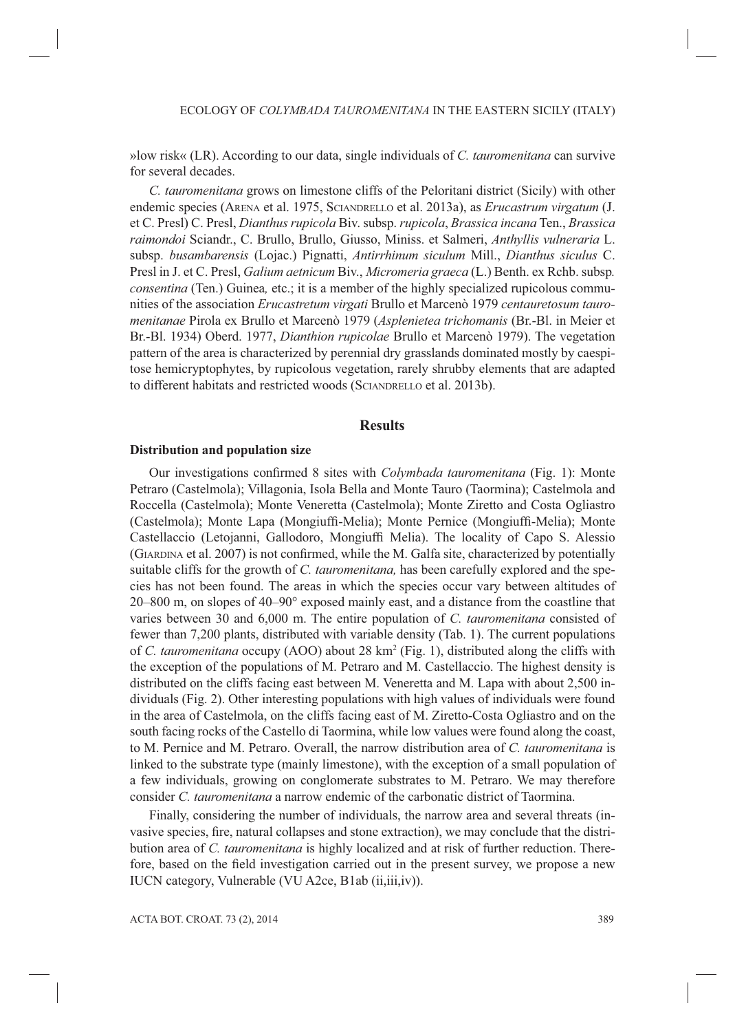»low risk« (LR). According to our data, single individuals of *C. tauromenitana* can survive for several decades.

*C. tauromenitana* grows on limestone cliffs of the Peloritani district (Sicily) with other endemic species (Arena et al. 1975, Sciandrello et al. 2013a), as *Erucastrum virgatum* (J. et C. Presl) C. Presl, *Dianthus rupicola* Biv. subsp. *rupicola*, *Brassica incana* Ten., *Brassica raimondoi* Sciandr., C. Brullo, Brullo, Giusso, Miniss. et Salmeri, *Anthyllis vulneraria* L. subsp. *busambarensis* (Lojac.) Pignatti, *Antirrhinum siculum* Mill., *Dianthus siculus* C. Presl in J. et C. Presl, *Galium aetnicum* Biv., *Micromeria graeca* (L.) Benth. ex Rchb. subsp*. consentina* (Ten.) Guinea*,* etc.; it is a member of the highly specialized rupicolous communities of the association *Erucastretum virgati* Brullo et Marcenò 1979 *centauretosum tauromenitanae* Pirola ex Brullo et Marcenò 1979 (*Asplenietea trichomanis* (Br.-Bl. in Meier et Br.-Bl. 1934) Oberd. 1977, *Dianthion rupicolae* Brullo et Marcenò 1979). The vegetation pattern of the area is characterized by perennial dry grasslands dominated mostly by caespitose hemicryptophytes, by rupicolous vegetation, rarely shrubby elements that are adapted to different habitats and restricted woods (Sciandrello et al. 2013b).

## Results

### Distribution and population size

Our investigations confirmed 8 sites with *Colymbada tauromenitana* (Fig. 1): Monte Petraro (Castelmola); Villagonia, Isola Bella and Monte Tauro (Taormina); Castelmola and Roccella (Castelmola); Monte Veneretta (Castelmola); Monte Ziretto and Costa Ogliastro (Castelmola); Monte Lapa (Mongiuffi-Melia); Monte Pernice (Mongiuffi-Melia); Monte Castellaccio (Letojanni, Gallodoro, Mongiuffi Melia). The locality of Capo S. Alessio (Giardina et al. 2007) is not confirmed, while the M. Galfa site, characterized by potentially suitable cliffs for the growth of *C. tauromenitana,* has been carefully explored and the species has not been found. The areas in which the species occur vary between altitudes of 20–800 m, on slopes of 40–90° exposed mainly east, and a distance from the coastline that varies between 30 and 6,000 m. The entire population of *C. tauromenitana* consisted of fewer than 7,200 plants, distributed with variable density (Tab. 1). The current populations of *C. tauromenitana* occupy (AOO) about 28 km$^2$ (Fig. 1), distributed along the cliffs with the exception of the populations of M. Petraro and M. Castellaccio. The highest density is distributed on the cliffs facing east between M. Veneretta and M. Lapa with about 2,500 individuals (Fig. 2). Other interesting populations with high values of individuals were found in the area of Castelmola, on the cliffs facing east of M. Ziretto-Costa Ogliastro and on the south facing rocks of the Castello di Taormina, while low values were found along the coast, to M. Pernice and M. Petraro. Overall, the narrow distribution area of *C. tauromenitana* is linked to the substrate type (mainly limestone), with the exception of a small population of a few individuals, growing on conglomerate substrates to M. Petraro. We may therefore consider *C. tauromenitana* a narrow endemic of the carbonatic district of Taormina.

Finally, considering the number of individuals, the narrow area and several threats (invasive species, fire, natural collapses and stone extraction), we may conclude that the distribution area of *C. tauromenitana* is highly localized and at risk of further reduction. Therefore, based on the field investigation carried out in the present survey, we propose a new IUCN category, Vulnerable (VU A2ce, B1ab (ii,iii,iv)).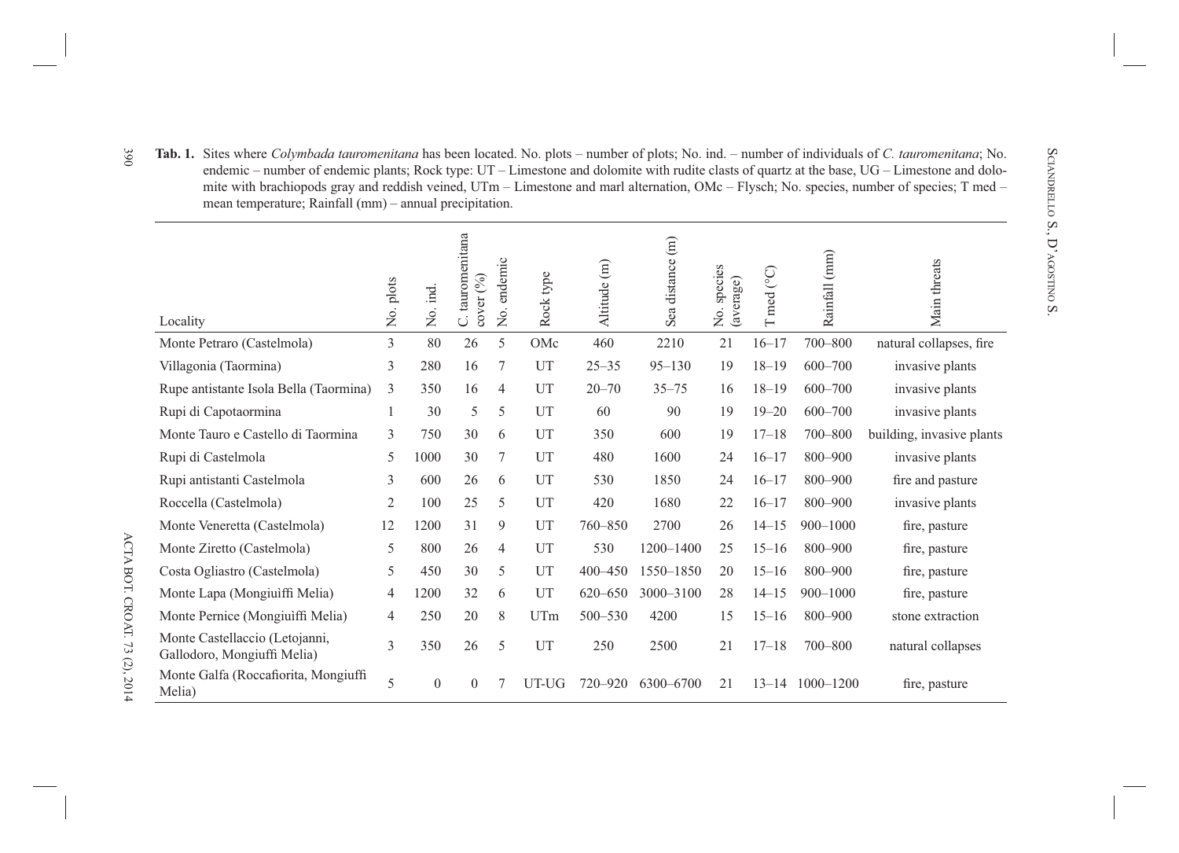**Tab. 1.** Sites where *Colymbada tauromenitana* has been located. No. plots – number of plots; No. ind. – number of individuals of *C. tauromenitana*; No. endemic – number of endemic plants; Rock type: UT – Limestone and dolomite with rudite clasts of quartz at the base, UG – Limestone and dolomite with brachiopods gray and reddish veined, UTm – Limestone and marl alternation, OMc – Flysch; No. species, number of species; T med – mean temperature; Rainfall (mm) – annual precipitation.

| Locality | No. plots | No. ind. | C. tauromenitana cover (%) | No. endemic | Rock type | Altitude (m) | Sea distance (m) | No. species (average) | T med (°C) | Rainfall (mm) | Main threats |
|---|---|---|---|---|---|---|---|---|---|---|---|
| Monte Petraro (Castelmola) | 3 | 80 | 26 | 5 | OMc | 460 | 2210 | 21 | 16–17 | 700–800 | natural collapses, fire |
| Villagonia (Taormina) | 3 | 280 | 16 | 7 | UT | 25–35 | 95–130 | 19 | 18–19 | 600–700 | invasive plants |
| Rupe antistante Isola Bella (Taormina) | 3 | 350 | 16 | 4 | UT | 20–70 | 35–75 | 16 | 18–19 | 600–700 | invasive plants |
| Rupi di Capotaormina | 1 | 30 | 5 | 5 | UT | 60 | 90 | 19 | 19–20 | 600–700 | invasive plants |
| Monte Tauro e Castello di Taormina | 3 | 750 | 30 | 6 | UT | 350 | 600 | 19 | 17–18 | 700–800 | building, invasive plants |
| Rupi di Castelmola | 5 | 1000 | 30 | 7 | UT | 480 | 1600 | 24 | 16–17 | 800–900 | invasive plants |
| Rupi antistanti Castelmola | 3 | 600 | 26 | 6 | UT | 530 | 1850 | 24 | 16–17 | 800–900 | fire and pasture |
| Roccella (Castelmola) | 2 | 100 | 25 | 5 | UT | 420 | 1680 | 22 | 16–17 | 800–900 | invasive plants |
| Monte Veneretta (Castelmola) | 12 | 1200 | 31 | 9 | UT | 760–850 | 2700 | 26 | 14–15 | 900–1000 | fire, pasture |
| Monte Ziretto (Castelmola) | 5 | 800 | 26 | 4 | UT | 530 | 1200–1400 | 25 | 15–16 | 800–900 | fire, pasture |
| Costa Ogliastro (Castelmola) | 5 | 450 | 30 | 5 | UT | 400–450 | 1550–1850 | 20 | 15–16 | 800–900 | fire, pasture |
| Monte Lapa (Mongiuìffi Melia) | 4 | 1200 | 32 | 6 | UT | 620–650 | 3000–3100 | 28 | 14–15 | 900–1000 | fire, pasture |
| Monte Pernice (Mongiuìffi Melia) | 4 | 250 | 20 | 8 | UTm | 500–530 | 4200 | 15 | 15–16 | 800–900 | stone extraction |
| Monte Castellaccio (Letojanni, Gallodoro, Mongiuffi Melia) | 3 | 350 | 26 | 5 | UT | 250 | 2500 | 21 | 17–18 | 700–800 | natural collapses |
| Monte Galfa (Roccafiorita, Mongiuffi Melia) | 5 | 0 | 0 | 7 | UT-UG | 720–920 | 6300–6700 | 21 | 13–14 | 1000–1200 | fire, pasture |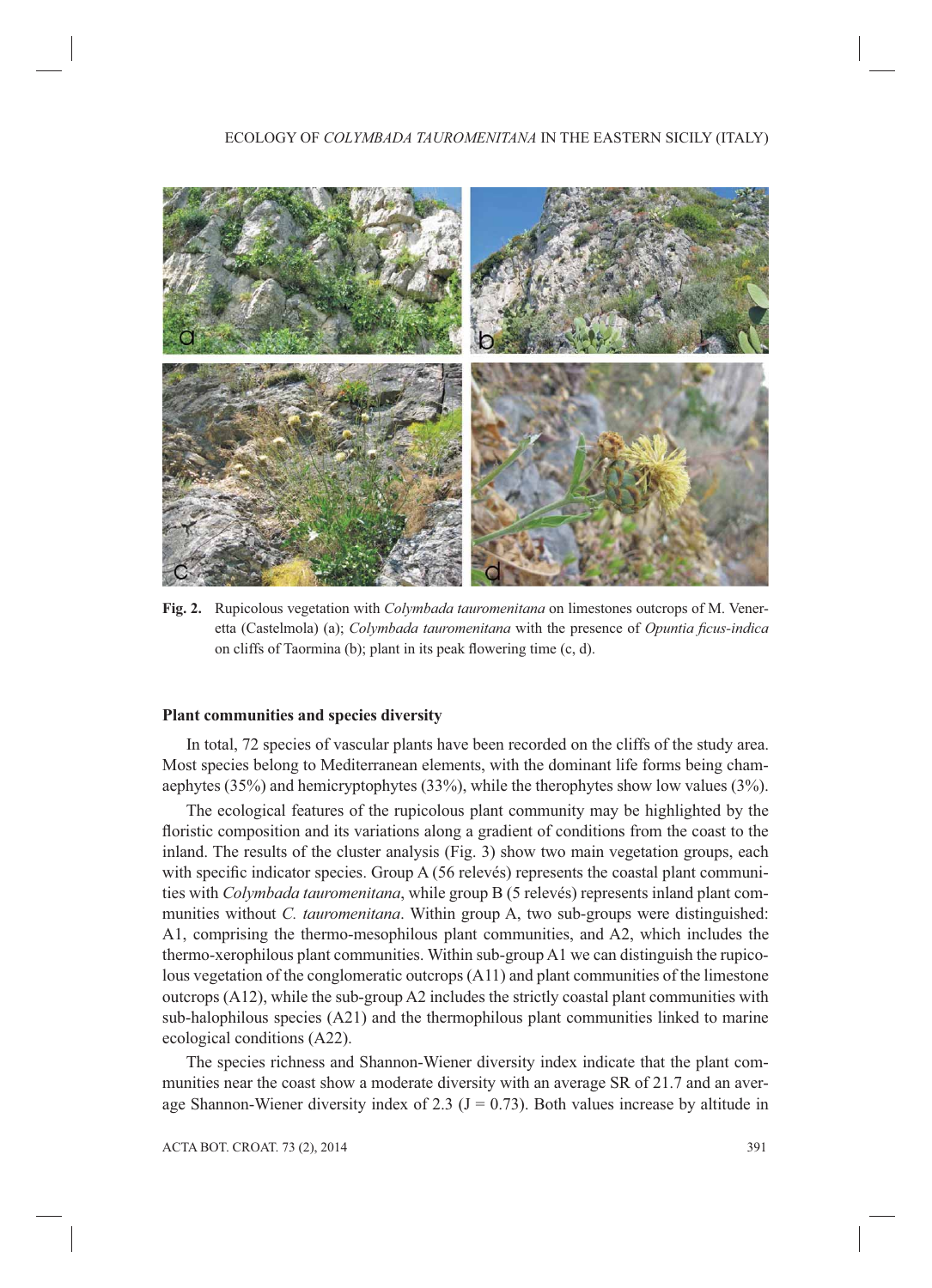**Fig. 2.** Rupicolous vegetation with *Colymbada tauromenitana* on limestones outcrops of M. Veneretta (Castelmola) (a); *Colymbada tauromenitana* with the presence of *Opuntia ficus-indica* on cliffs of Taormina (b); plant in its peak flowering time (c, d).

### Plant communities and species diversity

In total, 72 species of vascular plants have been recorded on the cliffs of the study area. Most species belong to Mediterranean elements, with the dominant life forms being chamaephytes (35%) and hemicryptophytes (33%), while the therophytes show low values (3%).

The ecological features of the rupicolous plant community may be highlighted by the floristic composition and its variations along a gradient of conditions from the coast to the inland. The results of the cluster analysis (Fig. 3) show two main vegetation groups, each with specific indicator species. Group A (56 relevés) represents the coastal plant communities with *Colymbada tauromenitana*, while group B (5 relevés) represents inland plant communities without *C. tauromenitana*. Within group A, two sub-groups were distinguished: A1, comprising the thermo-mesophilous plant communities, and A2, which includes the thermo-xerophilous plant communities. Within sub-group A1 we can distinguish the rupicolous vegetation of the conglomeratic outcrops (A11) and plant communities of the limestone outcrops (A12), while the sub-group A2 includes the strictly coastal plant communities with sub-halophilous species (A21) and the thermophilous plant communities linked to marine ecological conditions (A22).

The species richness and Shannon-Wiener diversity index indicate that the plant communities near the coast show a moderate diversity with an average SR of 21.7 and an average Shannon-Wiener diversity index of 2.3 ($J = 0.73$). Both values increase by altitude in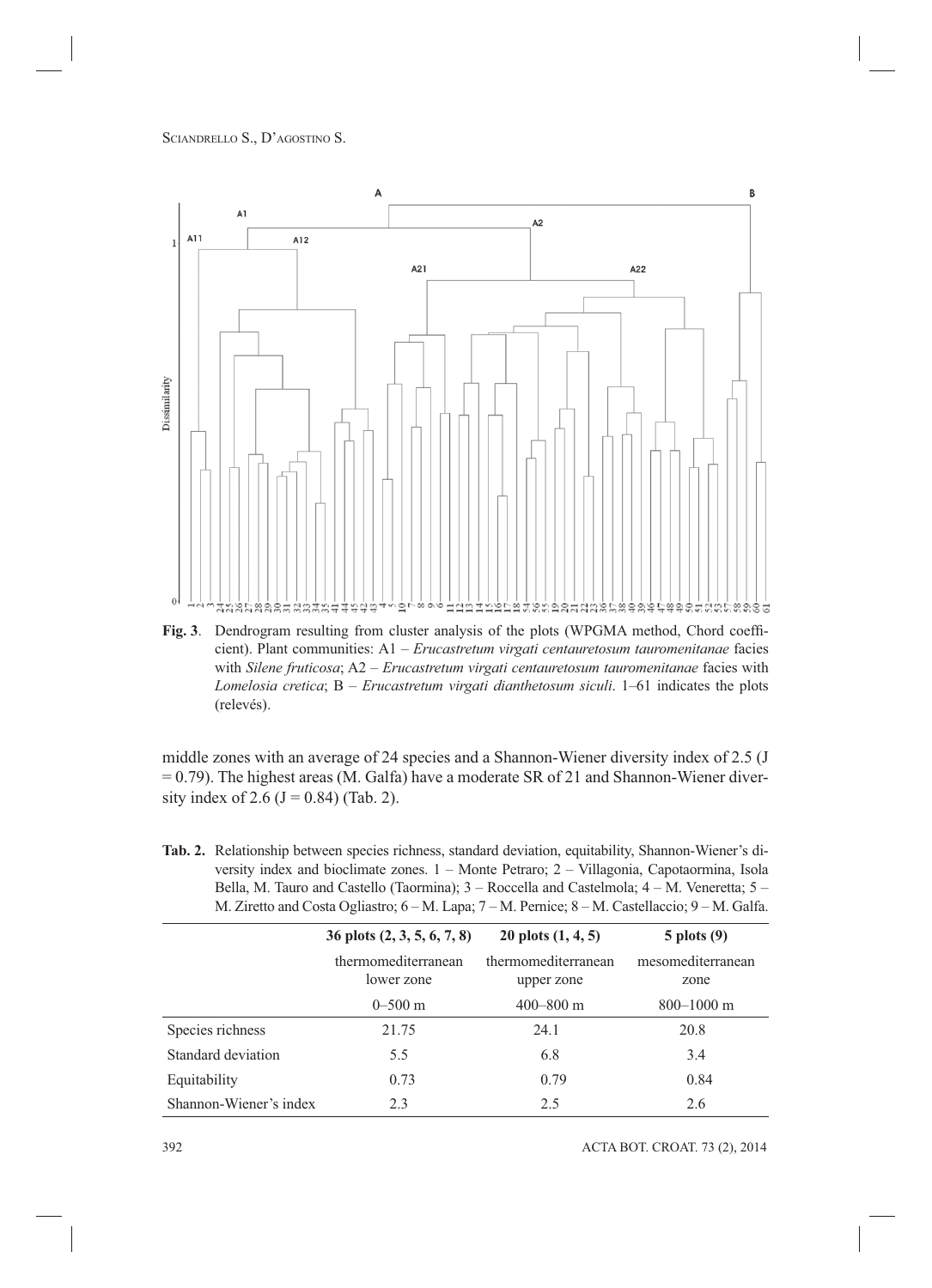**Fig. 3**. Dendrogram resulting from cluster analysis of the plots (WPGMA method, Chord coefficient). Plant communities: A1 – *Erucastretum virgati centauretosum tauromenitanae* facies with *Silene fruticosa*; A2 – *Erucastretum virgati centauretosum tauromenitanae* facies with *Lomelosia cretica*; B – *Erucastretum virgati dianthetosum siculi*. 1–61 indicates the plots (relevés).

middle zones with an average of 24 species and a Shannon-Wiener diversity index of 2.5 (J = 0.79). The highest areas (M. Galfa) have a moderate SR of 21 and Shannon-Wiener diversity index of 2.6 (J = 0.84) (Tab. 2).

**Tab. 2.** Relationship between species richness, standard deviation, equitability, Shannon-Wiener's diversity index and bioclimate zones. 1 – Monte Petraro; 2 – Villagonia, Capotaormina, Isola Bella, M. Tauro and Castello (Taormina); 3 – Roccella and Castelmola; 4 – M. Veneretta; 5 – M. Ziretto and Costa Ogliastro; 6 – M. Lapa; 7 – M. Pernice; 8 – M. Castellaccio; 9 – M. Galfa.

| | 36 plots (2, 3, 5, 6, 7, 8) | 20 plots (1, 4, 5) | 5 plots (9) |
|---|---|---|---|
| | thermomediterranean lower zone | thermomediterranean upper zone | mesomediterranean zone |
| | 0–500 m | 400–800 m | 800–1000 m |
| Species richness | 21.75 | 24.1 | 20.8 |
| Standard deviation | 5.5 | 6.8 | 3.4 |
| Equitability | 0.73 | 0.79 | 0.84 |
| Shannon-Wiener's index | 2.3 | 2.5 | 2.6 |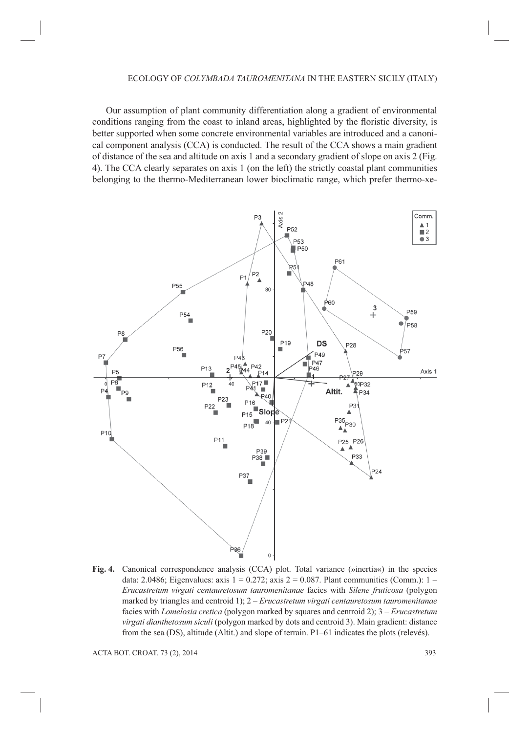Our assumption of plant community differentiation along a gradient of environmental conditions ranging from the coast to inland areas, highlighted by the floristic diversity, is better supported when some concrete environmental variables are introduced and a canonical component analysis (CCA) is conducted. The result of the CCA shows a main gradient of distance of the sea and altitude on axis 1 and a secondary gradient of slope on axis 2 (Fig. 4). The CCA clearly separates on axis 1 (on the left) the strictly coastal plant communities belonging to the thermo-Mediterranean lower bioclimatic range, which prefer thermo-xe-

**Fig. 4.** Canonical correspondence analysis (CCA) plot. Total variance (»inertia«) in the species data: 2.0486; Eigenvalues: axis 1 = 0.272; axis 2 = 0.087. Plant communities (Comm.): 1 – *Erucastretum virgati centauretosum tauromenitanae* facies with *Silene fruticosa* (polygon marked by triangles and centroid 1); 2 – *Erucastretum virgati centauretosum tauromenitanae* facies with *Lomelosia cretica* (polygon marked by squares and centroid 2); 3 – *Erucastretum virgati dianthetosum siculi* (polygon marked by dots and centroid 3). Main gradient: distance from the sea (DS), altitude (Altit.) and slope of terrain. P1–61 indicates the plots (relevés).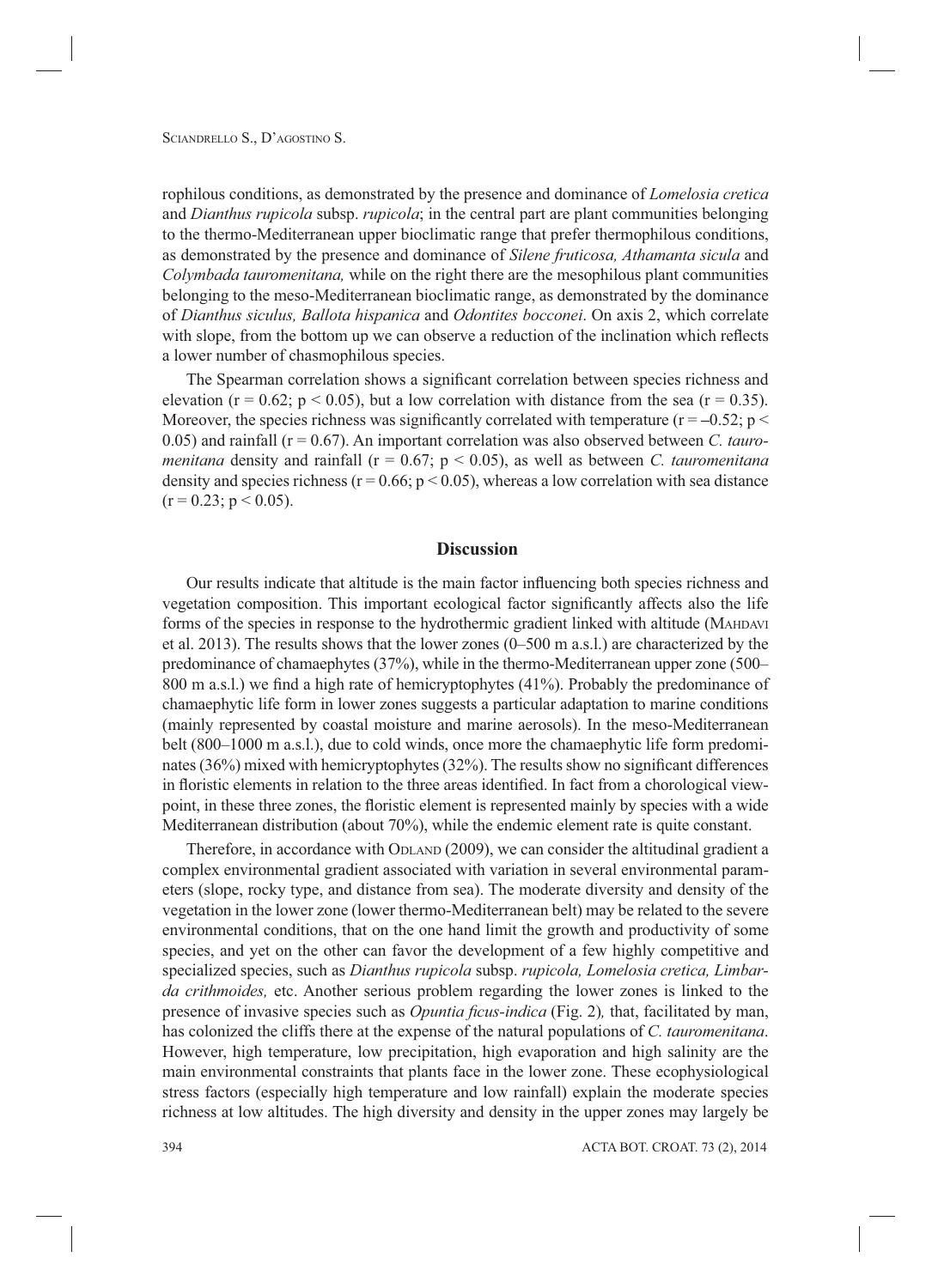rophilous conditions, as demonstrated by the presence and dominance of *Lomelosia cretica* and *Dianthus rupicola* subsp. *rupicola*; in the central part are plant communities belonging to the thermo-Mediterranean upper bioclimatic range that prefer thermophilous conditions, as demonstrated by the presence and dominance of *Silene fruticosa, Athamanta sicula* and *Colymbada tauromenitana,* while on the right there are the mesophilous plant communities belonging to the meso-Mediterranean bioclimatic range, as demonstrated by the dominance of *Dianthus siculus, Ballota hispanica* and *Odontites bocconei*. On axis 2, which correlate with slope, from the bottom up we can observe a reduction of the inclination which reflects a lower number of chasmophilous species.

The Spearman correlation shows a significant correlation between species richness and elevation ($r = 0.62$; $p < 0.05$), but a low correlation with distance from the sea ($r = 0.35$). Moreover, the species richness was significantly correlated with temperature ($r = -0.52$; $p < 0.05$) and rainfall ($r = 0.67$). An important correlation was also observed between *C. tauromenitana* density and rainfall ($r = 0.67$; $p < 0.05$), as well as between *C. tauromenitana* density and species richness ($r = 0.66$; $p < 0.05$), whereas a low correlation with sea distance ($r = 0.23$; $p < 0.05$).

## Discussion

Our results indicate that altitude is the main factor influencing both species richness and vegetation composition. This important ecological factor significantly affects also the life forms of the species in response to the hydrothermic gradient linked with altitude (Mahdavi et al. 2013). The results shows that the lower zones (0–500 m a.s.l.) are characterized by the predominance of chamaephytes (37%), while in the thermo-Mediterranean upper zone (500–800 m a.s.l.) we find a high rate of hemicryptophytes (41%). Probably the predominance of chamaephytic life form in lower zones suggests a particular adaptation to marine conditions (mainly represented by coastal moisture and marine aerosols). In the meso-Mediterranean belt (800–1000 m a.s.l.), due to cold winds, once more the chamaephytic life form predominates (36%) mixed with hemicryptophytes (32%). The results show no significant differences in floristic elements in relation to the three areas identified. In fact from a chorological viewpoint, in these three zones, the floristic element is represented mainly by species with a wide Mediterranean distribution (about 70%), while the endemic element rate is quite constant.

Therefore, in accordance with Odland (2009), we can consider the altitudinal gradient a complex environmental gradient associated with variation in several environmental parameters (slope, rocky type, and distance from sea). The moderate diversity and density of the vegetation in the lower zone (lower thermo-Mediterranean belt) may be related to the severe environmental conditions, that on the one hand limit the growth and productivity of some species, and yet on the other can favor the development of a few highly competitive and specialized species, such as *Dianthus rupicola* subsp. *rupicola, Lomelosia cretica, Limbarda crithmoides,* etc. Another serious problem regarding the lower zones is linked to the presence of invasive species such as *Opuntia ficus-indica* (Fig. 2)*,* that, facilitated by man, has colonized the cliffs there at the expense of the natural populations of *C. tauromenitana*. However, high temperature, low precipitation, high evaporation and high salinity are the main environmental constraints that plants face in the lower zone. These ecophysiological stress factors (especially high temperature and low rainfall) explain the moderate species richness at low altitudes. The high diversity and density in the upper zones may largely be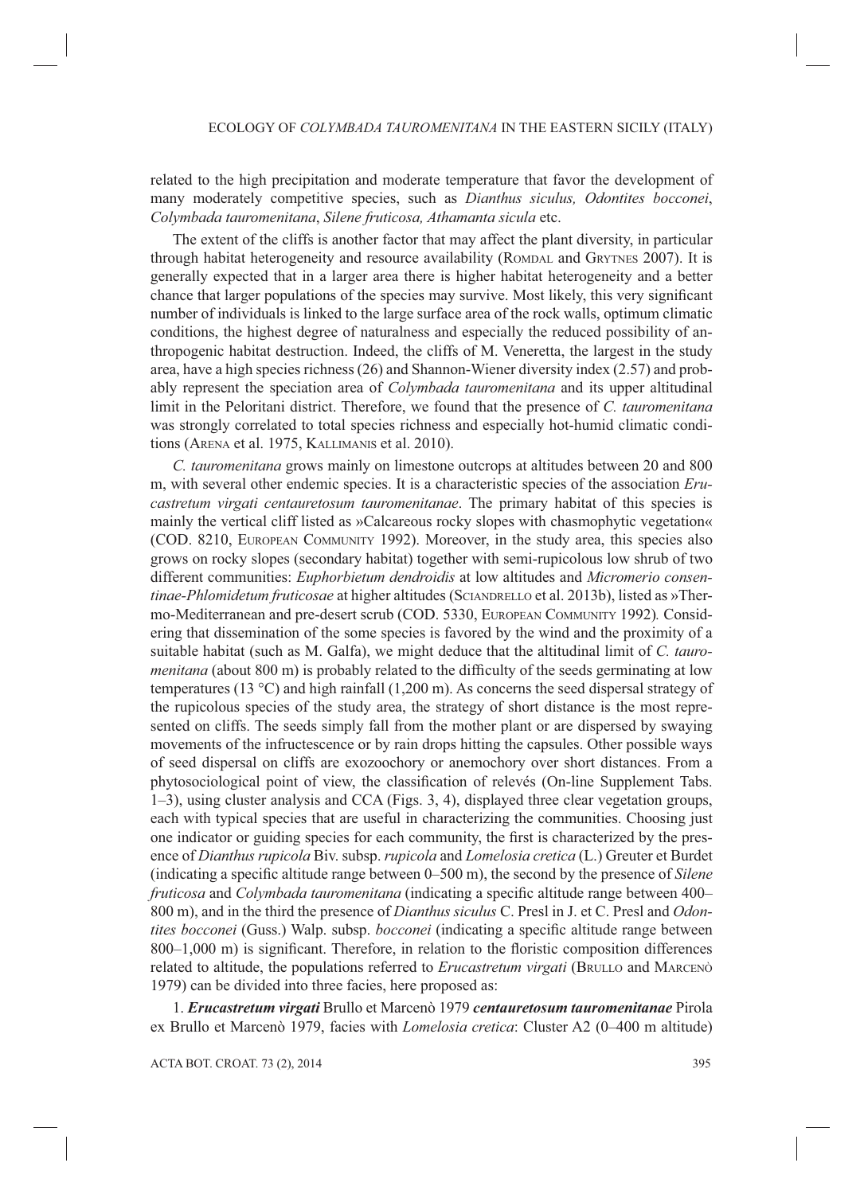related to the high precipitation and moderate temperature that favor the development of many moderately competitive species, such as *Dianthus siculus, Odontites bocconei*, *Colymbada tauromenitana*, *Silene fruticosa, Athamanta sicula* etc.

The extent of the cliffs is another factor that may affect the plant diversity, in particular through habitat heterogeneity and resource availability (Romdal and Grytnes 2007). It is generally expected that in a larger area there is higher habitat heterogeneity and a better chance that larger populations of the species may survive. Most likely, this very significant number of individuals is linked to the large surface area of the rock walls, optimum climatic conditions, the highest degree of naturalness and especially the reduced possibility of anthropogenic habitat destruction. Indeed, the cliffs of M. Veneretta, the largest in the study area, have a high species richness (26) and Shannon-Wiener diversity index (2.57) and probably represent the speciation area of *Colymbada tauromenitana* and its upper altitudinal limit in the Peloritani district. Therefore, we found that the presence of *C. tauromenitana* was strongly correlated to total species richness and especially hot-humid climatic conditions (Arena et al. 1975, Kallimanis et al. 2010).

*C. tauromenitana* grows mainly on limestone outcrops at altitudes between 20 and 800 m, with several other endemic species. It is a characteristic species of the association *Erucastretum virgati centauretosum tauromenitanae*. The primary habitat of this species is mainly the vertical cliff listed as »Calcareous rocky slopes with chasmophytic vegetation« (COD. 8210, European Community 1992). Moreover, in the study area, this species also grows on rocky slopes (secondary habitat) together with semi-rupicolous low shrub of two different communities: *Euphorbietum dendroidis* at low altitudes and *Micromerio consentinae-Phlomidetum fruticosae* at higher altitudes (Sciandrello et al. 2013b), listed as »Thermo-Mediterranean and pre-desert scrub (COD. 5330, European Community 1992)*.* Considering that dissemination of the some species is favored by the wind and the proximity of a suitable habitat (such as M. Galfa), we might deduce that the altitudinal limit of *C. tauromenitana* (about 800 m) is probably related to the difficulty of the seeds germinating at low temperatures (13 °C) and high rainfall (1,200 m). As concerns the seed dispersal strategy of the rupicolous species of the study area, the strategy of short distance is the most represented on cliffs. The seeds simply fall from the mother plant or are dispersed by swaying movements of the infructescence or by rain drops hitting the capsules. Other possible ways of seed dispersal on cliffs are exozoochory or anemochory over short distances. From a phytosociological point of view, the classification of relevés (On-line Supplement Tabs. 1–3), using cluster analysis and CCA (Figs. 3, 4), displayed three clear vegetation groups, each with typical species that are useful in characterizing the communities. Choosing just one indicator or guiding species for each community, the first is characterized by the presence of *Dianthus rupicola* Biv. subsp. *rupicola* and *Lomelosia cretica* (L.) Greuter et Burdet (indicating a specific altitude range between 0–500 m), the second by the presence of *Silene fruticosa* and *Colymbada tauromenitana* (indicating a specific altitude range between 400–800 m), and in the third the presence of *Dianthus siculus* C. Presl in J. et C. Presl and *Odontites bocconei* (Guss.) Walp. subsp. *bocconei* (indicating a specific altitude range between 800–1,000 m) is significant. Therefore, in relation to the floristic composition differences related to altitude, the populations referred to *Erucastretum virgati* (Brullo and Marcenò 1979) can be divided into three facies, here proposed as:

1. ***Erucastretum virgati*** Brullo et Marcenò 1979 ***centauretosum tauromenitanae*** Pirola ex Brullo et Marcenò 1979, facies with *Lomelosia cretica*: Cluster A2 (0–400 m altitude)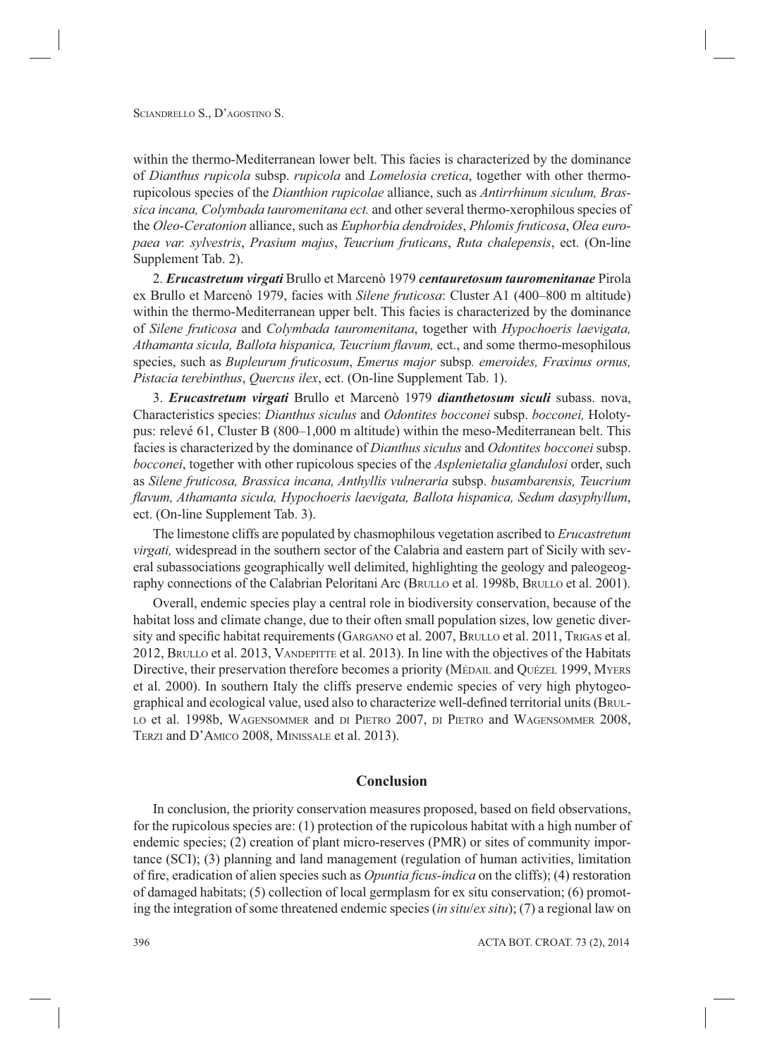within the thermo-Mediterranean lower belt. This facies is characterized by the dominance of *Dianthus rupicola* subsp. *rupicola* and *Lomelosia cretica*, together with other thermo-rupicolous species of the *Dianthion rupicolae* alliance, such as *Antirrhinum siculum, Brassica incana, Colymbada tauromenitana ect.* and other several thermo-xerophilous species of the *Oleo-Ceratonion* alliance, such as *Euphorbia dendroides*, *Phlomis fruticosa*, *Olea europaea var. sylvestris*, *Prasium majus*, *Teucrium fruticans*, *Ruta chalepensis*, ect. (On-line Supplement Tab. 2).

2. ***Erucastretum virgati*** Brullo et Marcenò 1979 ***centauretosum tauromenitanae*** Pirola ex Brullo et Marcenò 1979, facies with *Silene fruticosa*: Cluster A1 (400–800 m altitude) within the thermo-Mediterranean upper belt. This facies is characterized by the dominance of *Silene fruticosa* and *Colymbada tauromenitana*, together with *Hypochoeris laevigata, Athamanta sicula, Ballota hispanica, Teucrium flavum,* ect., and some thermo-mesophilous species, such as *Bupleurum fruticosum*, *Emerus major* subsp*. emeroides, Fraxinus ornus, Pistacia terebinthus*, *Quercus ilex*, ect. (On-line Supplement Tab. 1).

3. ***Erucastretum virgati*** Brullo et Marcenò 1979 ***dianthetosum siculi*** subass. nova, Characteristics species: *Dianthus siculus* and *Odontites bocconei* subsp. *bocconei,* Holotypus: relevé 61, Cluster B (800–1,000 m altitude) within the meso-Mediterranean belt. This facies is characterized by the dominance of *Dianthus siculus* and *Odontites bocconei* subsp. *bocconei*, together with other rupicolous species of the *Asplenietalia glandulosi* order, such as *Silene fruticosa, Brassica incana, Anthyllis vulneraria* subsp. *busambarensis, Teucrium flavum, Athamanta sicula, Hypochoeris laevigata, Ballota hispanica, Sedum dasyphyllum*, ect. (On-line Supplement Tab. 3).

The limestone cliffs are populated by chasmophilous vegetation ascribed to *Erucastretum virgati,* widespread in the southern sector of the Calabria and eastern part of Sicily with several subassociations geographically well delimited, highlighting the geology and paleogeography connections of the Calabrian Peloritani Arc (Brullo et al. 1998b, Brullo et al. 2001).

Overall, endemic species play a central role in biodiversity conservation, because of the habitat loss and climate change, due to their often small population sizes, low genetic diversity and specific habitat requirements (Gargano et al. 2007, Brullo et al. 2011, Trigas et al. 2012, Brullo et al. 2013, Vandepitte et al. 2013). In line with the objectives of the Habitats Directive, their preservation therefore becomes a priority (Médail and Quézel 1999, Myers et al. 2000). In southern Italy the cliffs preserve endemic species of very high phytogeographical and ecological value, used also to characterize well-defined territorial units (Brullo et al. 1998b, Wagensommer and di Pietro 2007, di Pietro and Wagensommer 2008, Terzi and D'Amico 2008, Minissale et al. 2013).

## Conclusion

In conclusion, the priority conservation measures proposed, based on field observations, for the rupicolous species are: (1) protection of the rupicolous habitat with a high number of endemic species; (2) creation of plant micro-reserves (PMR) or sites of community importance (SCI); (3) planning and land management (regulation of human activities, limitation of fire, eradication of alien species such as *Opuntia ficus-indica* on the cliffs); (4) restoration of damaged habitats; (5) collection of local germplasm for ex situ conservation; (6) promoting the integration of some threatened endemic species (*in situ*/*ex situ*); (7) a regional law on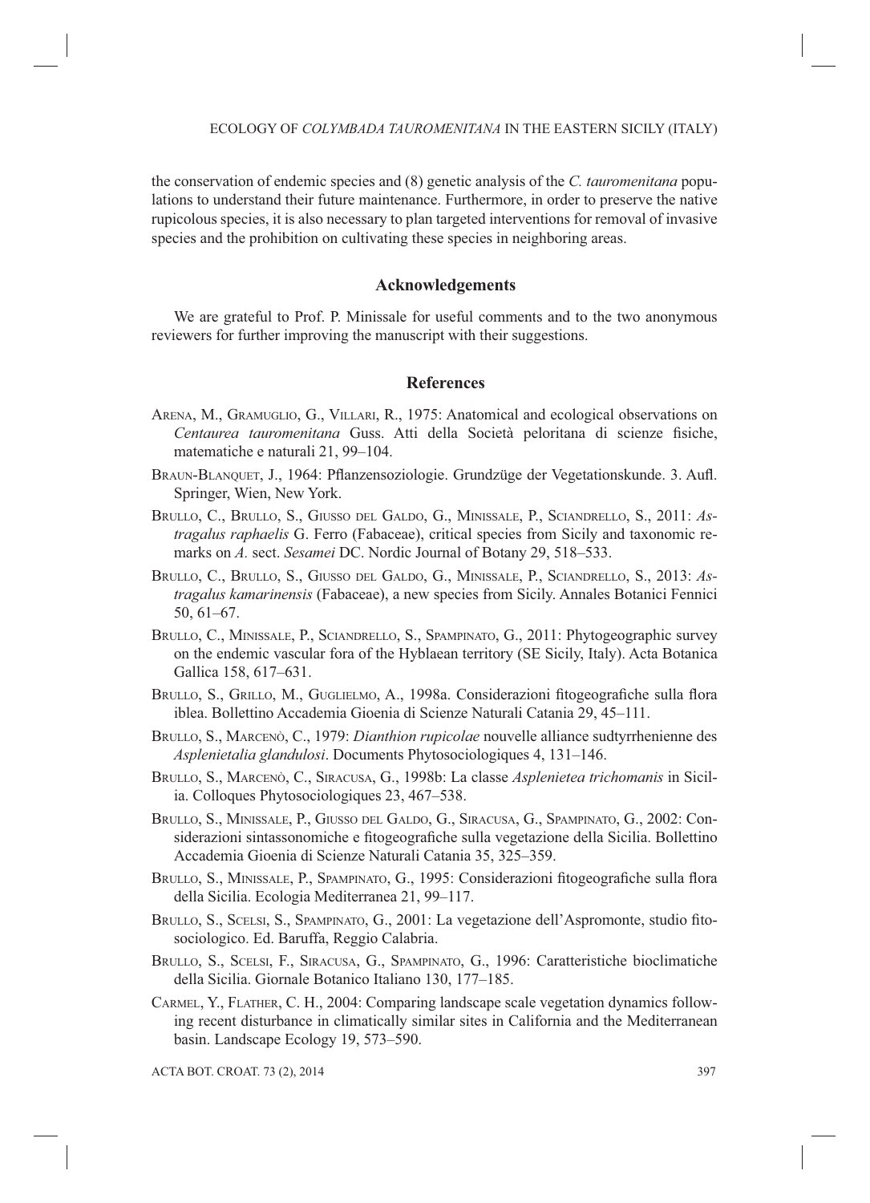the conservation of endemic species and (8) genetic analysis of the *C. tauromenitana* populations to understand their future maintenance. Furthermore, in order to preserve the native rupicolous species, it is also necessary to plan targeted interventions for removal of invasive species and the prohibition on cultivating these species in neighboring areas.

## Acknowledgements

We are grateful to Prof. P. Minissale for useful comments and to the two anonymous reviewers for further improving the manuscript with their suggestions.

## References

Arena, M., Gramuglio, G., Villari, R., 1975: Anatomical and ecological observations on *Centaurea tauromenitana* Guss. Atti della Società peloritana di scienze fisiche, matematiche e naturali 21, 99–104.

Braun-Blanquet, J., 1964: Pflanzensoziologie. Grundzüge der Vegetationskunde. 3. Aufl. Springer, Wien, New York.

Brullo, C., Brullo, S., Giusso del Galdo, G., Minissale, P., Sciandrello, S., 2011: *Astragalus raphaelis* G. Ferro (Fabaceae), critical species from Sicily and taxonomic remarks on *A.* sect. *Sesamei* DC. Nordic Journal of Botany 29, 518–533.

Brullo, C., Brullo, S., Giusso del Galdo, G., Minissale, P., Sciandrello, S., 2013: *Astragalus kamarinensis* (Fabaceae), a new species from Sicily. Annales Botanici Fennici 50, 61–67.

Brullo, C., Minissale, P., Sciandrello, S., Spampinato, G., 2011: Phytogeographic survey on the endemic vascular fora of the Hyblaean territory (SE Sicily, Italy). Acta Botanica Gallica 158, 617–631.

Brullo, S., Grillo, M., Guglielmo, A., 1998a. Considerazioni fitogeografiche sulla flora iblea. Bollettino Accademia Gioenia di Scienze Naturali Catania 29, 45–111.

Brullo, S., Marcenò, C., 1979: *Dianthion rupicolae* nouvelle alliance sudtyrrhenienne des *Asplenietalia glandulosi*. Documents Phytosociologiques 4, 131–146.

Brullo, S., Marcenò, C., Siracusa, G., 1998b: La classe *Asplenietea trichomanis* in Sicilia. Colloques Phytosociologiques 23, 467–538.

Brullo, S., Minissale, P., Giusso del Galdo, G., Siracusa, G., Spampinato, G., 2002: Considerazioni sintassonomiche e fitogeografiche sulla vegetazione della Sicilia. Bollettino Accademia Gioenia di Scienze Naturali Catania 35, 325–359.

Brullo, S., Minissale, P., Spampinato, G., 1995: Considerazioni fitogeografiche sulla flora della Sicilia. Ecologia Mediterranea 21, 99–117.

Brullo, S., Scelsi, S., Spampinato, G., 2001: La vegetazione dell'Aspromonte, studio fitosociologico. Ed. Baruffa, Reggio Calabria.

Brullo, S., Scelsi, F., Siracusa, G., Spampinato, G., 1996: Caratteristiche bioclimatiche della Sicilia. Giornale Botanico Italiano 130, 177–185.

Carmel, Y., Flather, C. H., 2004: Comparing landscape scale vegetation dynamics following recent disturbance in climatically similar sites in California and the Mediterranean basin. Landscape Ecology 19, 573–590.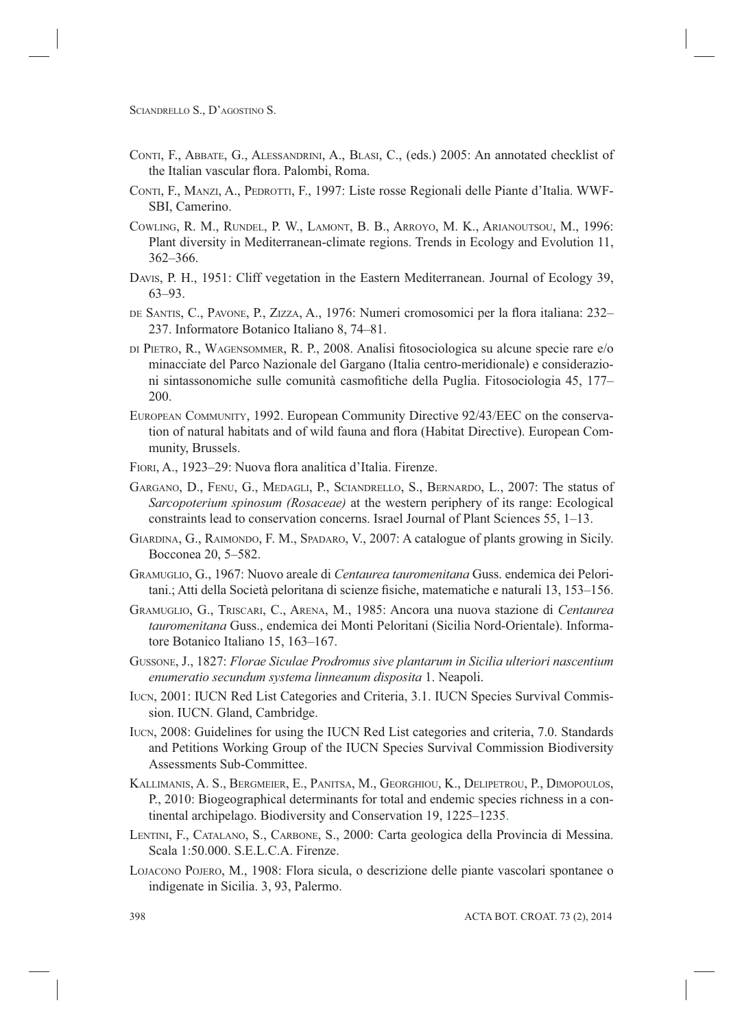Conti, F., Abbate, G., Alessandrini, A., Blasi, C., (eds.) 2005: An annotated checklist of the Italian vascular flora. Palombi, Roma.

Conti, F., Manzi, A., Pedrotti, F., 1997: Liste rosse Regionali delle Piante d'Italia. WWF-SBI, Camerino.

Cowling, R. M., Rundel, P. W., Lamont, B. B., Arroyo, M. K., Arianoutsou, M., 1996: Plant diversity in Mediterranean-climate regions. Trends in Ecology and Evolution 11, 362–366.

Davis, P. H., 1951: Cliff vegetation in the Eastern Mediterranean. Journal of Ecology 39, 63–93.

de Santis, C., Pavone, P., Zizza, A., 1976: Numeri cromosomici per la flora italiana: 232–237. Informatore Botanico Italiano 8, 74–81.

di Pietro, R., Wagensommer, R. P., 2008. Analisi fitosociologica su alcune specie rare e/o minacciate del Parco Nazionale del Gargano (Italia centro-meridionale) e considerazioni sintassonomiche sulle comunità casmofitiche della Puglia. Fitosociologia 45, 177–200.

European Community, 1992. European Community Directive 92/43/EEC on the conservation of natural habitats and of wild fauna and flora (Habitat Directive). European Community, Brussels.

Fiori, A., 1923–29: Nuova flora analitica d'Italia. Firenze.

Gargano, D., Fenu, G., Medagli, P., Sciandrello, S., Bernardo, L., 2007: The status of *Sarcopoterium spinosum (Rosaceae)* at the western periphery of its range: Ecological constraints lead to conservation concerns. Israel Journal of Plant Sciences 55, 1–13.

Giardina, G., Raimondo, F. M., Spadaro, V., 2007: A catalogue of plants growing in Sicily. Bocconea 20, 5–582.

Gramuglio, G., 1967: Nuovo areale di *Centaurea tauromenitana* Guss. endemica dei Peloritani.; Atti della Società peloritana di scienze fisiche, matematiche e naturali 13, 153–156.

Gramuglio, G., Triscari, C., Arena, M., 1985: Ancora una nuova stazione di *Centaurea tauromenitana* Guss., endemica dei Monti Peloritani (Sicilia Nord-Orientale). Informatore Botanico Italiano 15, 163–167.

Gussone, J., 1827: *Florae Siculae Prodromus sive plantarum in Sicilia ulteriori nascentium enumeratio secundum systema linneanum disposita* 1. Neapoli.

Iucn, 2001: IUCN Red List Categories and Criteria, 3.1. IUCN Species Survival Commission. IUCN. Gland, Cambridge.

Iucn, 2008: Guidelines for using the IUCN Red List categories and criteria, 7.0. Standards and Petitions Working Group of the IUCN Species Survival Commission Biodiversity Assessments Sub-Committee.

Kallimanis, A. S., Bergmeier, E., Panitsa, M., Georghiou, K., Delipetrou, P., Dimopoulos, P., 2010: Biogeographical determinants for total and endemic species richness in a continental archipelago. Biodiversity and Conservation 19, 1225–1235.

Lentini, F., Catalano, S., Carbone, S., 2000: Carta geologica della Provincia di Messina. Scala 1:50.000. S.E.L.C.A. Firenze.

Lojacono Pojero, M., 1908: Flora sicula, o descrizione delle piante vascolari spontanee o indigenate in Sicilia. 3, 93, Palermo.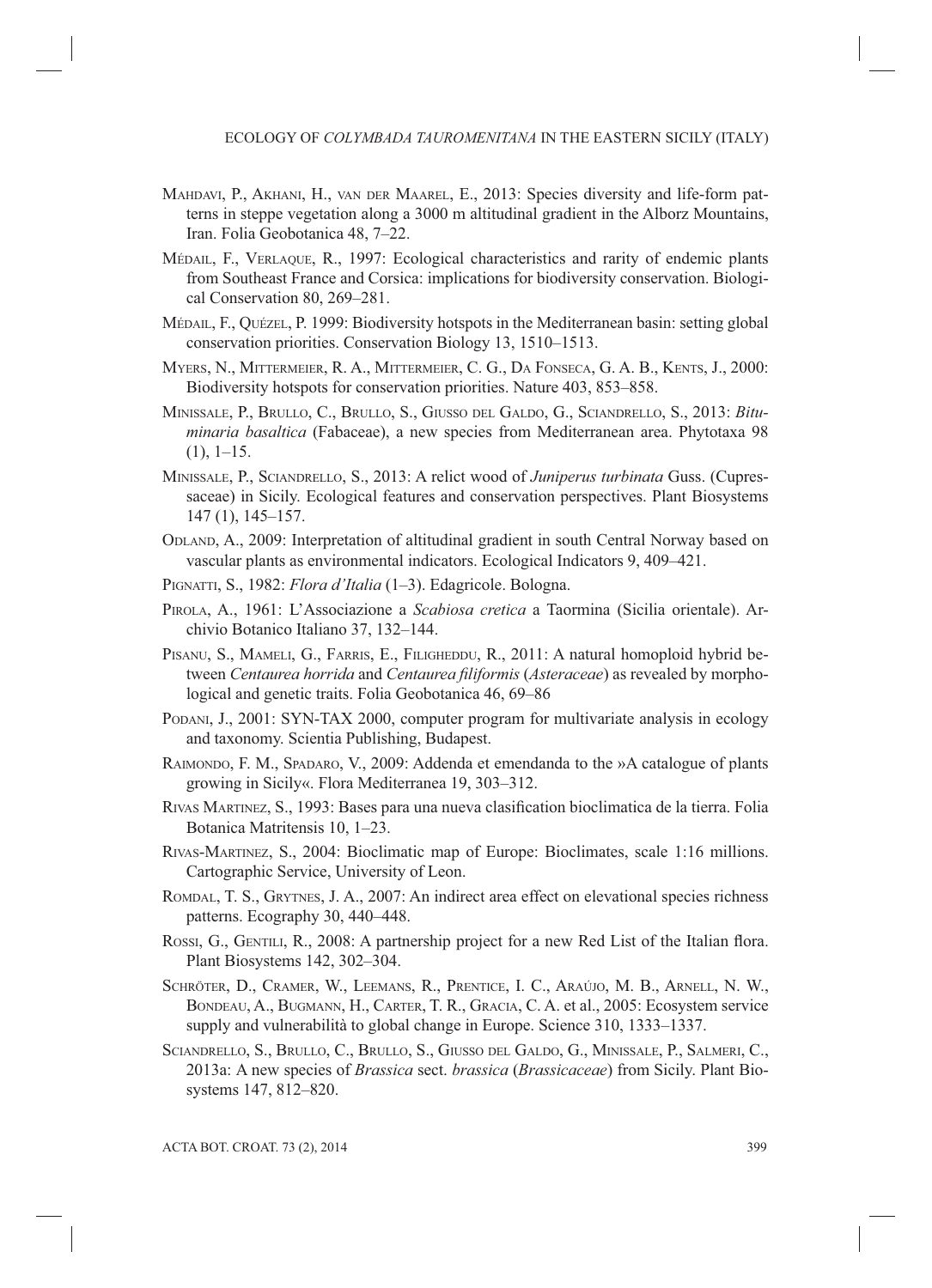Mahdavi, P., Akhani, H., van der Maarel, E., 2013: Species diversity and life-form patterns in steppe vegetation along a 3000 m altitudinal gradient in the Alborz Mountains, Iran. Folia Geobotanica 48, 7–22.

Médail, F., Verlaque, R., 1997: Ecological characteristics and rarity of endemic plants from Southeast France and Corsica: implications for biodiversity conservation. Biological Conservation 80, 269–281.

Médail, F., Quézel, P. 1999: Biodiversity hotspots in the Mediterranean basin: setting global conservation priorities. Conservation Biology 13, 1510–1513.

Myers, N., Mittermeier, R. A., Mittermeier, C. G., Da Fonseca, G. A. B., Kents, J., 2000: Biodiversity hotspots for conservation priorities. Nature 403, 853–858.

Minissale, P., Brullo, C., Brullo, S., Giusso del Galdo, G., Sciandrello, S., 2013: *Bituminaria basaltica* (Fabaceae), a new species from Mediterranean area. Phytotaxa 98 (1), 1–15.

Minissale, P., Sciandrello, S., 2013: A relict wood of *Juniperus turbinata* Guss. (Cupressaceae) in Sicily. Ecological features and conservation perspectives. Plant Biosystems 147 (1), 145–157.

Odland, A., 2009: Interpretation of altitudinal gradient in south Central Norway based on vascular plants as environmental indicators. Ecological Indicators 9, 409–421.

Pignatti, S., 1982: *Flora d'Italia* (1–3). Edagricole. Bologna.

Pirola, A., 1961: L'Associazione a *Scabiosa cretica* a Taormina (Sicilia orientale). Archivio Botanico Italiano 37, 132–144.

Pisanu, S., Mameli, G., Farris, E., Filigheddu, R., 2011: A natural homoploid hybrid between *Centaurea horrida* and *Centaurea filiformis* (*Asteraceae*) as revealed by morphological and genetic traits. Folia Geobotanica 46, 69–86

Podani, J., 2001: SYN-TAX 2000, computer program for multivariate analysis in ecology and taxonomy. Scientia Publishing, Budapest.

Raimondo, F. M., Spadaro, V., 2009: Addenda et emendanda to the »A catalogue of plants growing in Sicily«. Flora Mediterranea 19, 303–312.

Rivas Martinez, S., 1993: Bases para una nueva clasificatión bioclimatica de la tierra. Folia Botanica Matritensis 10, 1–23.

Rivas-Martinez, S., 2004: Bioclimatic map of Europe: Bioclimates, scale 1:16 millions. Cartographic Service, University of Leon.

Romdal, T. S., Grytnes, J. A., 2007: An indirect area effect on elevational species richness patterns. Ecography 30, 440–448.

Rossi, G., Gentili, R., 2008: A partnership project for a new Red List of the Italian flora. Plant Biosystems 142, 302–304.

Schröter, D., Cramer, W., Leemans, R., Prentice, I. C., Araújo, M. B., Arnell, N. W., Bondeau, A., Bugmann, H., Carter, T. R., Gracia, C. A. et al., 2005: Ecosystem service supply and vulnerabilità to global change in Europe. Science 310, 1333–1337.

Sciandrello, S., Brullo, C., Brullo, S., Giusso del Galdo, G., Minissale, P., Salmeri, C., 2013a: A new species of *Brassica* sect. *brassica* (*Brassicaceae*) from Sicily. Plant Biosystems 147, 812–820.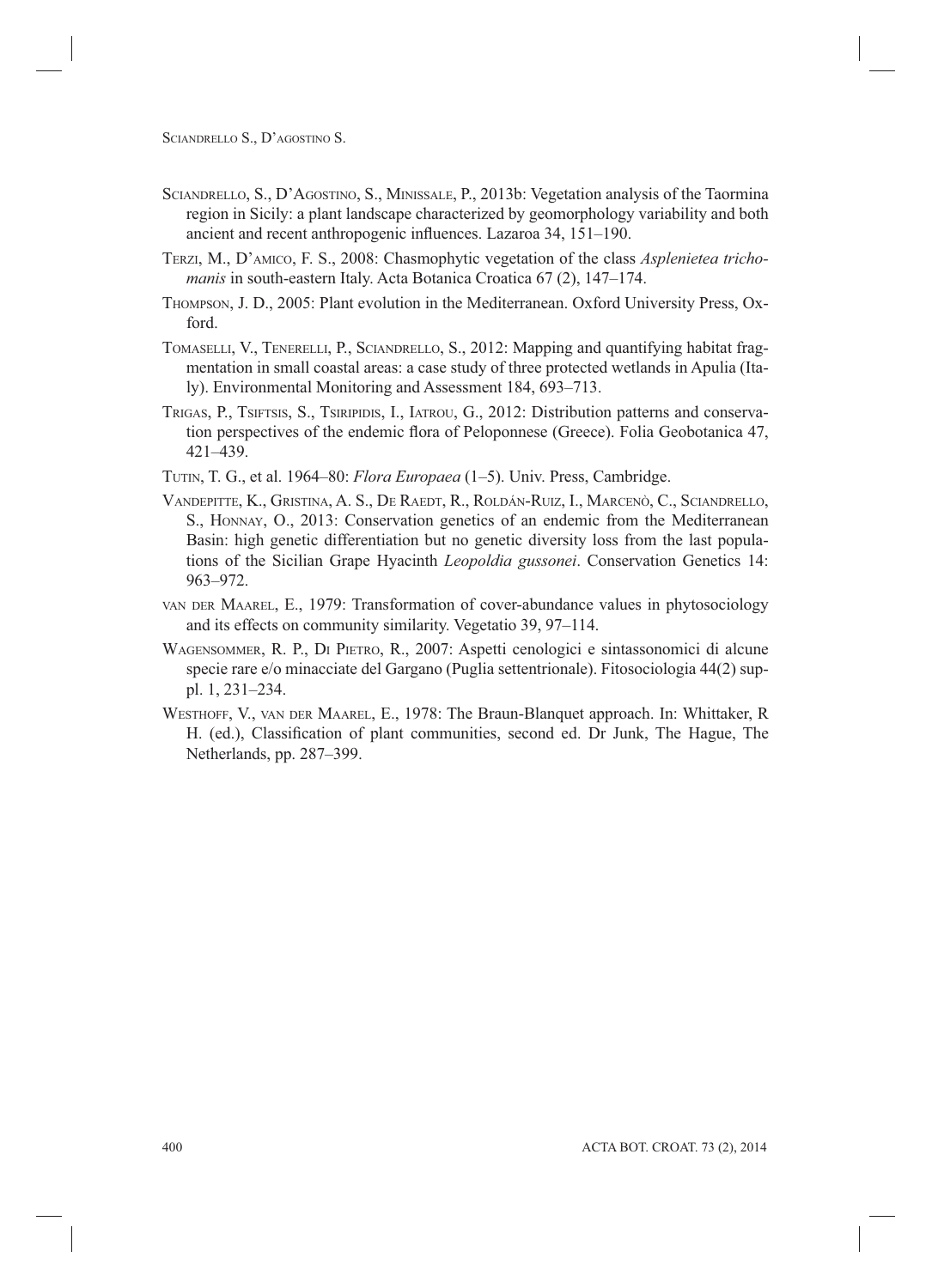Sciandrello, S., D'Agostino, S., Minissale, P., 2013b: Vegetation analysis of the Taormina region in Sicily: a plant landscape characterized by geomorphology variability and both ancient and recent anthropogenic influences. Lazaroa 34, 151–190.

Terzi, M., D'amico, F. S., 2008: Chasmophytic vegetation of the class *Asplenietea trichomanis* in south-eastern Italy. Acta Botanica Croatica 67 (2), 147–174.

Thompson, J. D., 2005: Plant evolution in the Mediterranean. Oxford University Press, Oxford.

Tomaselli, V., Tenerelli, P., Sciandrello, S., 2012: Mapping and quantifying habitat fragmentation in small coastal areas: a case study of three protected wetlands in Apulia (Italy). Environmental Monitoring and Assessment 184, 693–713.

Trigas, P., Tsiftsis, S., Tsiripidis, I., Iatrou, G., 2012: Distribution patterns and conservation perspectives of the endemic flora of Peloponnese (Greece). Folia Geobotanica 47, 421–439.

Tutin, T. G., et al. 1964–80: *Flora Europaea* (1–5). Univ. Press, Cambridge.

Vandepitte, K., Gristina, A. S., De Raedt, R., Roldán-Ruiz, I., Marcenò, C., Sciandrello, S., Honnay, O., 2013: Conservation genetics of an endemic from the Mediterranean Basin: high genetic differentiation but no genetic diversity loss from the last populations of the Sicilian Grape Hyacinth *Leopoldia gussonei*. Conservation Genetics 14: 963–972.

van der Maarel, E., 1979: Transformation of cover-abundance values in phytosociology and its effects on community similarity. Vegetatio 39, 97–114.

Wagensommer, R. P., Di Pietro, R., 2007: Aspetti cenologici e sintassonomici di alcune specie rare e/o minacciate del Gargano (Puglia settentrionale). Fitosociologia 44(2) suppl. 1, 231–234.

Westhoff, V., van der Maarel, E., 1978: The Braun-Blanquet approach. In: Whittaker, R H. (ed.), Classification of plant communities, second ed. Dr Junk, The Hague, The Netherlands, pp. 287–399.